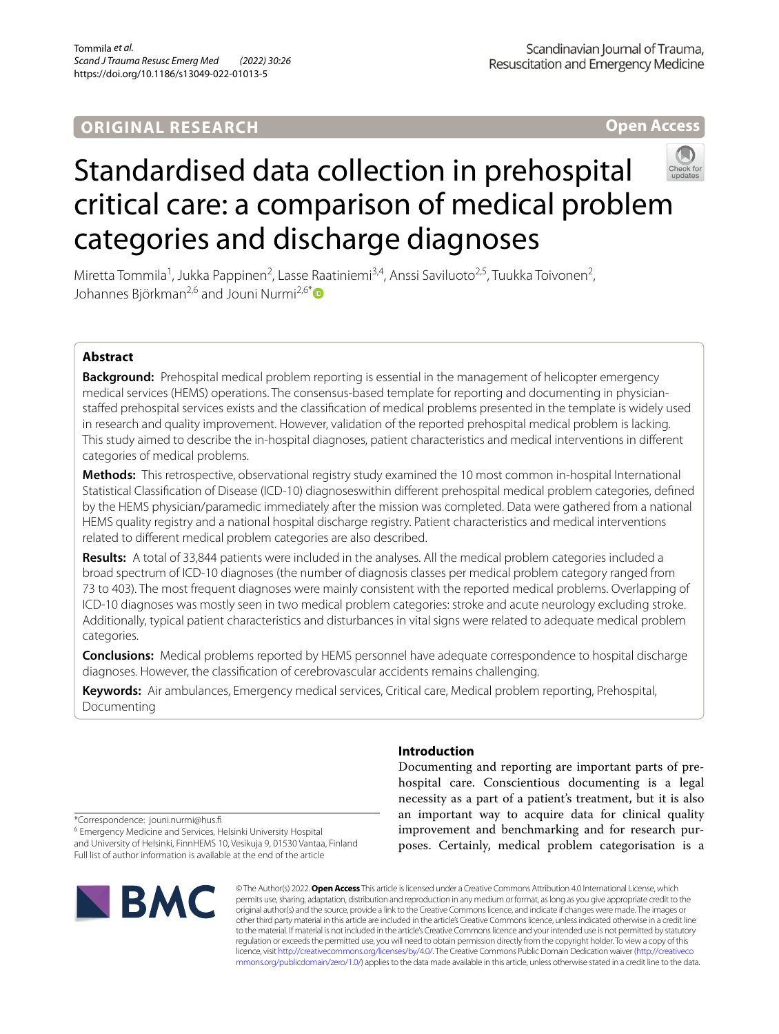ORIGINAL RESEARCH

Open Access

# Standardised data collection in prehospital critical care: a comparison of medical problem categories and discharge diagnoses

Miretta Tommila[1], Jukka Pappinen[2], Lasse Raatiniemi[3,4], Anssi Saviluoto[2,5], Tuukka Toivonen[2], Johannes Björkman[2,6] and Jouni Nurmi[2,6*]

## Abstract

**Background:** Prehospital medical problem reporting is essential in the management of helicopter emergency medical services (HEMS) operations. The consensus-based template for reporting and documenting in physician-staffed prehospital services exists and the classification of medical problems presented in the template is widely used in research and quality improvement. However, validation of the reported prehospital medical problem is lacking. This study aimed to describe the in-hospital diagnoses, patient characteristics and medical interventions in different categories of medical problems.

**Methods:** This retrospective, observational registry study examined the 10 most common in-hospital International Statistical Classification of Disease (ICD-10) diagnoseswithin different prehospital medical problem categories, defined by the HEMS physician/paramedic immediately after the mission was completed. Data were gathered from a national HEMS quality registry and a national hospital discharge registry. Patient characteristics and medical interventions related to different medical problem categories are also described.

**Results:** A total of 33,844 patients were included in the analyses. All the medical problem categories included a broad spectrum of ICD-10 diagnoses (the number of diagnosis classes per medical problem category ranged from 73 to 403). The most frequent diagnoses were mainly consistent with the reported medical problems. Overlapping of ICD-10 diagnoses was mostly seen in two medical problem categories: stroke and acute neurology excluding stroke. Additionally, typical patient characteristics and disturbances in vital signs were related to adequate medical problem categories.

**Conclusions:** Medical problems reported by HEMS personnel have adequate correspondence to hospital discharge diagnoses. However, the classification of cerebrovascular accidents remains challenging.

**Keywords:** Air ambulances, Emergency medical services, Critical care, Medical problem reporting, Prehospital, Documenting

## Introduction

Documenting and reporting are important parts of prehospital care. Conscientious documenting is a legal necessity as a part of a patient's treatment, but it is also an important way to acquire data for clinical quality improvement and benchmarking and for research purposes. Certainly, medical problem categorisation is a

*Correspondence: jouni.nurmi@hus.fi

[6] Emergency Medicine and Services, Helsinki University Hospital and University of Helsinki, FinnHEMS 10, Vesikuja 9, 01530 Vantaa, Finland

Full list of author information is available at the end of the article

© The Author(s) 2022. **Open Access** This article is licensed under a Creative Commons Attribution 4.0 International License, which permits use, sharing, adaptation, distribution and reproduction in any medium or format, as long as you give appropriate credit to the original author(s) and the source, provide a link to the Creative Commons licence, and indicate if changes were made. The images or other third party material in this article are included in the article's Creative Commons licence, unless indicated otherwise in a credit line to the material. If material is not included in the article's Creative Commons licence and your intended use is not permitted by statutory regulation or exceeds the permitted use, you will need to obtain permission directly from the copyright holder. To view a copy of this licence, visit http://creativecommons.org/licenses/by/4.0/. The Creative Commons Public Domain Dedication waiver (http://creativecommons.org/publicdomain/zero/1.0/) applies to the data made available in this article, unless otherwise stated in a credit line to the data.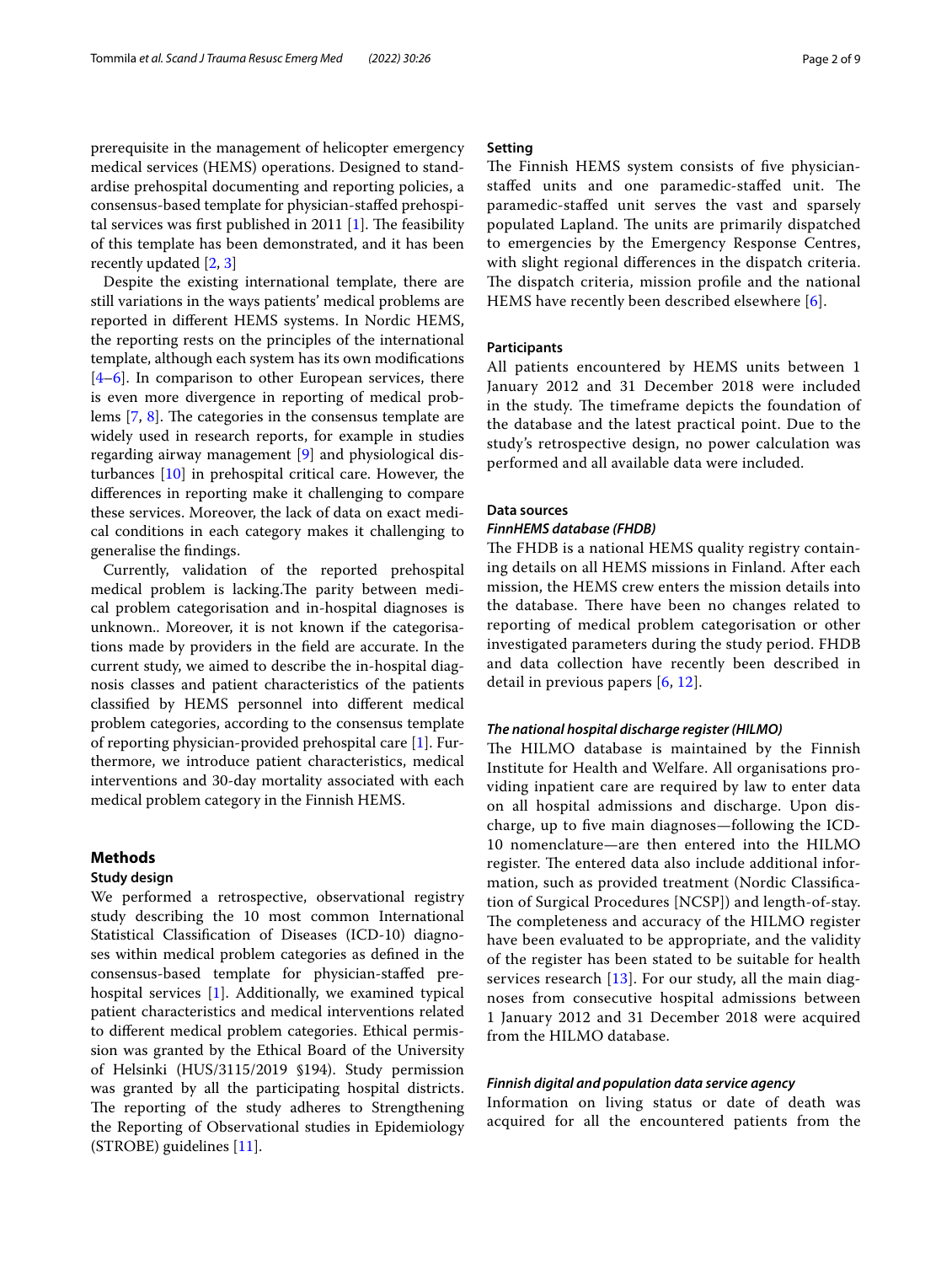prerequisite in the management of helicopter emergency medical services (HEMS) operations. Designed to standardise prehospital documenting and reporting policies, a consensus-based template for physician-staffed prehospital services was first published in 2011 [1]. The feasibility of this template has been demonstrated, and it has been recently updated [2, 3]

Despite the existing international template, there are still variations in the ways patients' medical problems are reported in different HEMS systems. In Nordic HEMS, the reporting rests on the principles of the international template, although each system has its own modifications [4–6]. In comparison to other European services, there is even more divergence in reporting of medical problems [7, 8]. The categories in the consensus template are widely used in research reports, for example in studies regarding airway management [9] and physiological disturbances [10] in prehospital critical care. However, the differences in reporting make it challenging to compare these services. Moreover, the lack of data on exact medical conditions in each category makes it challenging to generalise the findings.

Currently, validation of the reported prehospital medical problem is lacking.The parity between medical problem categorisation and in-hospital diagnoses is unknown.. Moreover, it is not known if the categorisations made by providers in the field are accurate. In the current study, we aimed to describe the in-hospital diagnosis classes and patient characteristics of the patients classified by HEMS personnel into different medical problem categories, according to the consensus template of reporting physician-provided prehospital care [1]. Furthermore, we introduce patient characteristics, medical interventions and 30-day mortality associated with each medical problem category in the Finnish HEMS.

## Methods

### Study design

We performed a retrospective, observational registry study describing the 10 most common International Statistical Classification of Diseases (ICD-10) diagnoses within medical problem categories as defined in the consensus-based template for physician-staffed prehospital services [1]. Additionally, we examined typical patient characteristics and medical interventions related to different medical problem categories. Ethical permission was granted by the Ethical Board of the University of Helsinki (HUS/3115/2019 §194). Study permission was granted by all the participating hospital districts. The reporting of the study adheres to Strengthening the Reporting of Observational studies in Epidemiology (STROBE) guidelines [11].

### Setting

The Finnish HEMS system consists of five physician-staffed units and one paramedic-staffed unit. The paramedic-staffed unit serves the vast and sparsely populated Lapland. The units are primarily dispatched to emergencies by the Emergency Response Centres, with slight regional differences in the dispatch criteria. The dispatch criteria, mission profile and the national HEMS have recently been described elsewhere [6].

### Participants

All patients encountered by HEMS units between 1 January 2012 and 31 December 2018 were included in the study. The timeframe depicts the foundation of the database and the latest practical point. Due to the study's retrospective design, no power calculation was performed and all available data were included.

### Data sources

#### *FinnHEMS database (FHDB)*

The FHDB is a national HEMS quality registry containing details on all HEMS missions in Finland. After each mission, the HEMS crew enters the mission details into the database. There have been no changes related to reporting of medical problem categorisation or other investigated parameters during the study period. FHDB and data collection have recently been described in detail in previous papers [6, 12].

#### *The national hospital discharge register (HILMO)*

The HILMO database is maintained by the Finnish Institute for Health and Welfare. All organisations providing inpatient care are required by law to enter data on all hospital admissions and discharge. Upon discharge, up to five main diagnoses—following the ICD-10 nomenclature—are then entered into the HILMO register. The entered data also include additional information, such as provided treatment (Nordic Classification of Surgical Procedures [NCSP]) and length-of-stay. The completeness and accuracy of the HILMO register have been evaluated to be appropriate, and the validity of the register has been stated to be suitable for health services research [13]. For our study, all the main diagnoses from consecutive hospital admissions between 1 January 2012 and 31 December 2018 were acquired from the HILMO database.

#### *Finnish digital and population data service agency*

Information on living status or date of death was acquired for all the encountered patients from the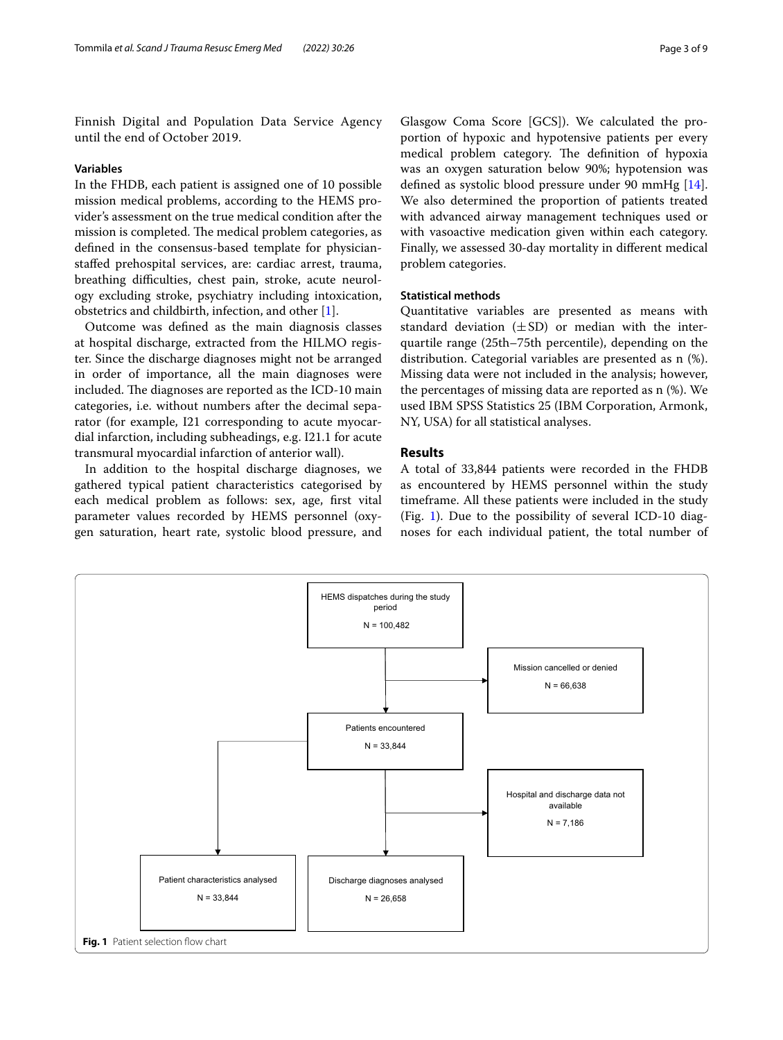Finnish Digital and Population Data Service Agency until the end of October 2019.

### Variables

In the FHDB, each patient is assigned one of 10 possible mission medical problems, according to the HEMS provider's assessment on the true medical condition after the mission is completed. The medical problem categories, as defined in the consensus-based template for physician-staffed prehospital services, are: cardiac arrest, trauma, breathing difficulties, chest pain, stroke, acute neurology excluding stroke, psychiatry including intoxication, obstetrics and childbirth, infection, and other [1].

Outcome was defined as the main diagnosis classes at hospital discharge, extracted from the HILMO register. Since the discharge diagnoses might not be arranged in order of importance, all the main diagnoses were included. The diagnoses are reported as the ICD-10 main categories, i.e. without numbers after the decimal separator (for example, I21 corresponding to acute myocardial infarction, including subheadings, e.g. I21.1 for acute transmural myocardial infarction of anterior wall).

In addition to the hospital discharge diagnoses, we gathered typical patient characteristics categorised by each medical problem as follows: sex, age, first vital parameter values recorded by HEMS personnel (oxygen saturation, heart rate, systolic blood pressure, and Glasgow Coma Score [GCS]). We calculated the proportion of hypoxic and hypotensive patients per every medical problem category. The definition of hypoxia was an oxygen saturation below 90%; hypotension was defined as systolic blood pressure under 90 mmHg [14]. We also determined the proportion of patients treated with advanced airway management techniques used or with vasoactive medication given within each category. Finally, we assessed 30-day mortality in different medical problem categories.

### Statistical methods

Quantitative variables are presented as means with standard deviation (±SD) or median with the interquartile range (25th–75th percentile), depending on the distribution. Categorial variables are presented as n (%). Missing data were not included in the analysis; however, the percentages of missing data are reported as n (%). We used IBM SPSS Statistics 25 (IBM Corporation, Armonk, NY, USA) for all statistical analyses.

## Results

A total of 33,844 patients were recorded in the FHDB as encountered by HEMS personnel within the study timeframe. All these patients were included in the study (Fig. 1). Due to the possibility of several ICD-10 diagnoses for each individual patient, the total number of

HEMS dispatches during the study period N = 100,482

Mission cancelled or denied N = 66,638

Patients encountered N = 33,844

Hospital and discharge data not available N = 7,186

Patient characteristics analysed N = 33,844

Discharge diagnoses analysed N = 26,658

**Fig. 1** Patient selection flow chart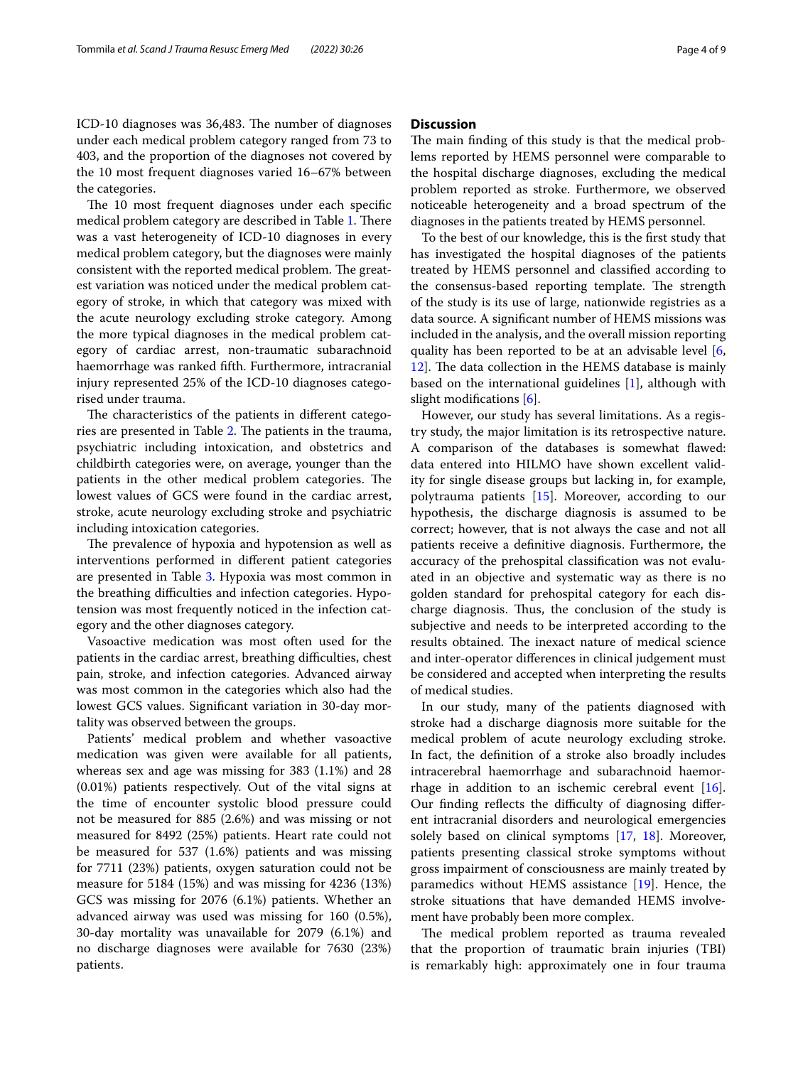ICD-10 diagnoses was 36,483. The number of diagnoses under each medical problem category ranged from 73 to 403, and the proportion of the diagnoses not covered by the 10 most frequent diagnoses varied 16–67% between the categories.

The 10 most frequent diagnoses under each specific medical problem category are described in Table 1. There was a vast heterogeneity of ICD-10 diagnoses in every medical problem category, but the diagnoses were mainly consistent with the reported medical problem. The greatest variation was noticed under the medical problem category of stroke, in which that category was mixed with the acute neurology excluding stroke category. Among the more typical diagnoses in the medical problem category of cardiac arrest, non-traumatic subarachnoid haemorrhage was ranked fifth. Furthermore, intracranial injury represented 25% of the ICD-10 diagnoses categorised under trauma.

The characteristics of the patients in different categories are presented in Table 2. The patients in the trauma, psychiatric including intoxication, and obstetrics and childbirth categories were, on average, younger than the patients in the other medical problem categories. The lowest values of GCS were found in the cardiac arrest, stroke, acute neurology excluding stroke and psychiatric including intoxication categories.

The prevalence of hypoxia and hypotension as well as interventions performed in different patient categories are presented in Table 3. Hypoxia was most common in the breathing difficulties and infection categories. Hypotension was most frequently noticed in the infection category and the other diagnoses category.

Vasoactive medication was most often used for the patients in the cardiac arrest, breathing difficulties, chest pain, stroke, and infection categories. Advanced airway was most common in the categories which also had the lowest GCS values. Significant variation in 30-day mortality was observed between the groups.

Patients' medical problem and whether vasoactive medication was given were available for all patients, whereas sex and age was missing for 383 (1.1%) and 28 (0.01%) patients respectively. Out of the vital signs at the time of encounter systolic blood pressure could not be measured for 885 (2.6%) and was missing or not measured for 8492 (25%) patients. Heart rate could not be measured for 537 (1.6%) patients and was missing for 7711 (23%) patients, oxygen saturation could not be measure for 5184 (15%) and was missing for 4236 (13%) GCS was missing for 2076 (6.1%) patients. Whether an advanced airway was used was missing for 160 (0.5%), 30-day mortality was unavailable for 2079 (6.1%) and no discharge diagnoses were available for 7630 (23%) patients.

## Discussion

The main finding of this study is that the medical problems reported by HEMS personnel were comparable to the hospital discharge diagnoses, excluding the medical problem reported as stroke. Furthermore, we observed noticeable heterogeneity and a broad spectrum of the diagnoses in the patients treated by HEMS personnel.

To the best of our knowledge, this is the first study that has investigated the hospital diagnoses of the patients treated by HEMS personnel and classified according to the consensus-based reporting template. The strength of the study is its use of large, nationwide registries as a data source. A significant number of HEMS missions was included in the analysis, and the overall mission reporting quality has been reported to be at an advisable level [6, 12]. The data collection in the HEMS database is mainly based on the international guidelines [1], although with slight modifications [6].

However, our study has several limitations. As a registry study, the major limitation is its retrospective nature. A comparison of the databases is somewhat flawed: data entered into HILMO have shown excellent validity for single disease groups but lacking in, for example, polytrauma patients [15]. Moreover, according to our hypothesis, the discharge diagnosis is assumed to be correct; however, that is not always the case and not all patients receive a definitive diagnosis. Furthermore, the accuracy of the prehospital classification was not evaluated in an objective and systematic way as there is no golden standard for prehospital category for each discharge diagnosis. Thus, the conclusion of the study is subjective and needs to be interpreted according to the results obtained. The inexact nature of medical science and inter-operator differences in clinical judgement must be considered and accepted when interpreting the results of medical studies.

In our study, many of the patients diagnosed with stroke had a discharge diagnosis more suitable for the medical problem of acute neurology excluding stroke. In fact, the definition of a stroke also broadly includes intracerebral haemorrhage and subarachnoid haemorrhage in addition to an ischemic cerebral event [16]. Our finding reflects the difficulty of diagnosing different intracranial disorders and neurological emergencies solely based on clinical symptoms [17, 18]. Moreover, patients presenting classical stroke symptoms without gross impairment of consciousness are mainly treated by paramedics without HEMS assistance [19]. Hence, the stroke situations that have demanded HEMS involvement have probably been more complex.

The medical problem reported as trauma revealed that the proportion of traumatic brain injuries (TBI) is remarkably high: approximately one in four trauma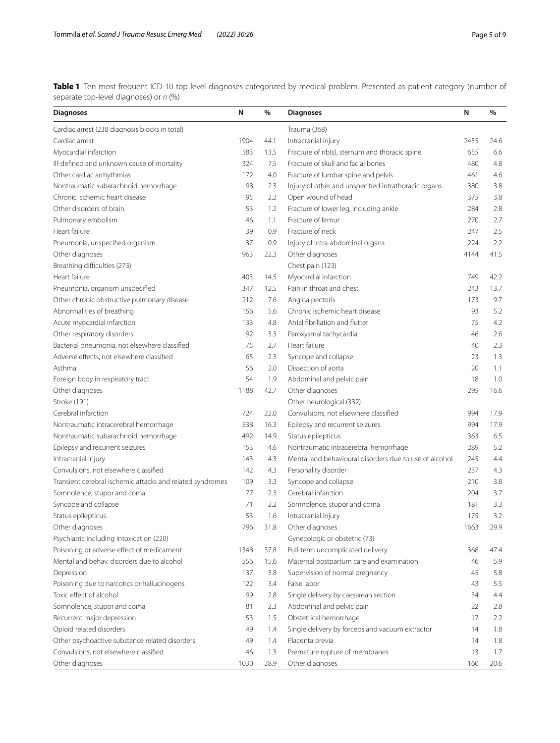**Table 1** Ten most frequent ICD-10 top level diagnoses categorized by medical problem. Presented as patient category (number of separate top-level diagnoses) or *n* (%)

| Diagnoses | N | % | Diagnoses | N | % |
|---|---|---|---|---|---|
| Cardiac arrest (238 diagnosis blocks in total) | | | Trauma (368) | | |
| Cardiac arrest | 1904 | 44.1 | Intracranial injury | 2455 | 24.6 |
| Myocardial infarction | 583 | 13.5 | Fracture of rib(s), sternum and thoracic spine | 655 | 6.6 |
| Ill-defined and unknown cause of mortality | 324 | 7.5 | Fracture of skull and facial bones | 480 | 4.8 |
| Other cardiac arrhythmias | 172 | 4.0 | Fracture of lumbar spine and pelvis | 461 | 4.6 |
| Nontraumatic subarachnoid hemorrhage | 98 | 2.3 | Injury of other and unspecified intrathoracic organs | 380 | 3.8 |
| Chronic ischemic heart disease | 95 | 2.2 | Open wound of head | 375 | 3.8 |
| Other disorders of brain | 53 | 1.2 | Fracture of lower leg, including ankle | 284 | 2.8 |
| Pulmonary embolism | 46 | 1.1 | Fracture of femur | 270 | 2.7 |
| Heart failure | 39 | 0.9 | Fracture of neck | 247 | 2.5 |
| Pneumonia, unspecified organism | 37 | 0.9 | Injury of intra-abdominal organs | 224 | 2.2 |
| Other diagnoses | 963 | 22.3 | Other diagnoses | 4144 | 41.5 |
| Breathing difficulties (273) | | | Chest pain (123) | | |
| Heart failure | 403 | 14.5 | Myocardial infarction | 749 | 42.2 |
| Pneumonia, organism unspecified | 347 | 12.5 | Pain in throat and chest | 243 | 13.7 |
| Other chronic obstructive pulmonary disease | 212 | 7.6 | Angina pectoris | 173 | 9.7 |
| Abnormalities of breathing | 156 | 5.6 | Chronic ischemic heart disease | 93 | 5.2 |
| Acute myocardial infarction | 133 | 4.8 | Atrial fibrillation and flutter | 75 | 4.2 |
| Other respiratory disorders | 92 | 3.3 | Paroxysmal tachycardia | 46 | 2.6 |
| Bacterial pneumonia, not elsewhere classified | 75 | 2.7 | Heart failure | 40 | 2.3 |
| Adverse effects, not elsewhere classified | 65 | 2.3 | Syncope and collapse | 23 | 1.3 |
| Asthma | 56 | 2.0 | Dissection of aorta | 20 | 1.1 |
| Foreign body in respiratory tract | 54 | 1.9 | Abdominal and pelvic pain | 18 | 1.0 |
| Other diagnoses | 1188 | 42.7 | Other diagnoses | 295 | 16.6 |
| Stroke (191) | | | Other neurological (332) | | |
| Cerebral infarction | 724 | 22.0 | Convulsions, not elsewhere classified | 994 | 17.9 |
| Nontraumatic intracerebral hemorrhage | 538 | 16.3 | Epilepsy and recurrent seizures | 994 | 17.9 |
| Nontraumatic subarachnoid hemorrhage | 492 | 14.9 | Status epilepticus | 363 | 6.5 |
| Epilepsy and recurrent seizures | 153 | 4.6 | Nontraumatic intracerebral hemorrhage | 289 | 5.2 |
| Intracranial injury | 143 | 4.3 | Mental and behavioural disorders due to use of alcohol | 245 | 4.4 |
| Convulsions, not elsewhere classified | 142 | 4.3 | Personality disorder | 237 | 4.3 |
| Transient cerebral ischemic attacks and related syndromes | 109 | 3.3 | Syncope and collapse | 210 | 3.8 |
| Somnolence, stupor and coma | 77 | 2.3 | Cerebral infarction | 204 | 3.7 |
| Syncope and collapse | 71 | 2.2 | Somnolence, stupor and coma | 181 | 3.3 |
| Status epilepticus | 53 | 1.6 | Intracranial injury | 175 | 3.2 |
| Other diagnoses | 796 | 31.8 | Other diagnoses | 1663 | 29.9 |
| Psychiatric including intoxication (220) | | | Gynecologic or obstetric (73) | | |
| Poisoning or adverse effect of medicament | 1348 | 37.8 | Full-term uncomplicated delivery | 368 | 47.4 |
| Mental and behav. disorders due to alcohol | 556 | 15.6 | Maternal postpartum care and examination | 46 | 5.9 |
| Depression | 137 | 3.8 | Supervision of normal pregnancy | 45 | 5.8 |
| Poisoning due to narcotics or hallucinogens | 122 | 3.4 | False labor | 43 | 5.5 |
| Toxic effect of alcohol | 99 | 2.8 | Single delivery by caesarean section | 34 | 4.4 |
| Somnolence, stupor and coma | 81 | 2.3 | Abdominal and pelvic pain | 22 | 2.8 |
| Recurrent major depression | 53 | 1.5 | Obstetrical hemorrhage | 17 | 2.2 |
| Opioid related disorders | 49 | 1.4 | Single delivery by forceps and vacuum extractor | 14 | 1.8 |
| Other psychoactive substance related disorders | 49 | 1.4 | Placenta previa | 14 | 1.8 |
| Convulsions, not elsewhere classified | 46 | 1.3 | Premature rupture of membranes | 13 | 1.7 |
| Other diagnoses | 1030 | 28.9 | Other diagnoses | 160 | 20.6 |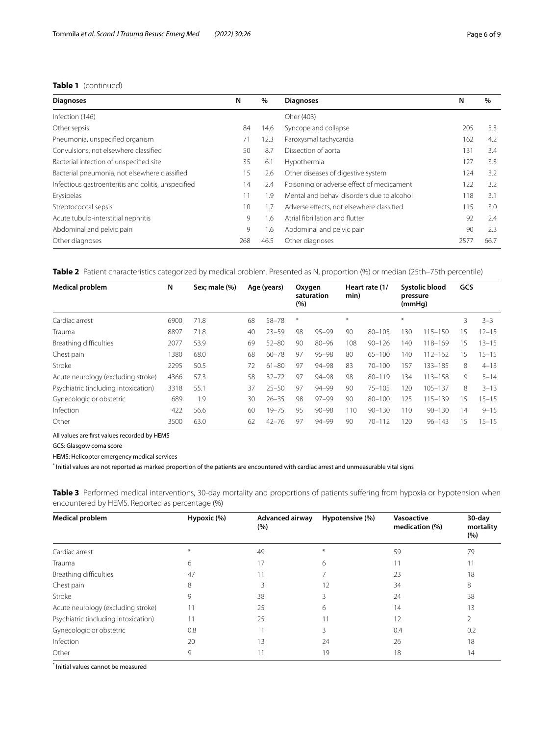**Table 1** (continued)

| Diagnoses | N | % | Diagnoses | N | % |
|---|---|---|---|---|---|
| Infection (146) | | | Oher (403) | | |
| Other sepsis | 84 | 14.6 | Syncope and collapse | 205 | 5.3 |
| Pneumonia, unspecified organism | 71 | 12.3 | Paroxysmal tachycardia | 162 | 4.2 |
| Convulsions, not elsewhere classified | 50 | 8.7 | Dissection of aorta | 131 | 3.4 |
| Bacterial infection of unspecified site | 35 | 6.1 | Hypothermia | 127 | 3.3 |
| Bacterial pneumonia, not elsewhere classified | 15 | 2.6 | Other diseases of digestive system | 124 | 3.2 |
| Infectious gastroenteritis and colitis, unspecified | 14 | 2.4 | Poisoning or adverse effect of medicament | 122 | 3.2 |
| Erysipelas | 11 | 1.9 | Mental and behav. disorders due to alcohol | 118 | 3.1 |
| Streptococcal sepsis | 10 | 1.7 | Adverse effects, not elsewhere classified | 115 | 3.0 |
| Acute tubulo-interstitial nephritis | 9 | 1.6 | Atrial fibrillation and flutter | 92 | 2.4 |
| Abdominal and pelvic pain | 9 | 1.6 | Abdominal and pelvic pain | 90 | 2.3 |
| Other diagnoses | 268 | 46.5 | Other diagnoses | 2577 | 66.7 |

**Table 2** Patient characteristics categorized by medical problem. Presented as N, proportion (%) or median (25th–75th percentile)

| Medical problem | N | Sex; male (%) | Age (years) | | Oxygen saturation (%) | | Heart rate (1/min) | | Systolic blood pressure (mmHg) | | GCS | |
|---|---|---|---|---|---|---|---|---|---|---|---|---|
| Cardiac arrest | 6900 | 71.8 | 68 | 58–78 | * | | * | | * | | 3 | 3–3 |
| Trauma | 8897 | 71.8 | 40 | 23–59 | 98 | 95–99 | 90 | 80–105 | 130 | 115–150 | 15 | 12–15 |
| Breathing difficulties | 2077 | 53.9 | 69 | 52–80 | 90 | 80–96 | 108 | 90–126 | 140 | 118–169 | 15 | 13–15 |
| Chest pain | 1380 | 68.0 | 68 | 60–78 | 97 | 95–98 | 80 | 65–100 | 140 | 112–162 | 15 | 15–15 |
| Stroke | 2295 | 50.5 | 72 | 61–80 | 97 | 94–98 | 83 | 70–100 | 157 | 133–185 | 8 | 4–13 |
| Acute neurology (excluding stroke) | 4366 | 57.3 | 58 | 32–72 | 97 | 94–98 | 98 | 80–119 | 134 | 113–158 | 9 | 5–14 |
| Psychiatric (including intoxication) | 3318 | 55.1 | 37 | 25–50 | 97 | 94–99 | 90 | 75–105 | 120 | 105–137 | 8 | 3–13 |
| Gynecologic or obstetric | 689 | 1.9 | 30 | 26–35 | 98 | 97–99 | 90 | 80–100 | 125 | 115–139 | 15 | 15–15 |
| Infection | 422 | 56.6 | 60 | 19–75 | 95 | 90–98 | 110 | 90–130 | 110 | 90–130 | 14 | 9–15 |
| Other | 3500 | 63.0 | 62 | 42–76 | 97 | 94–99 | 90 | 70–112 | 120 | 96–143 | 15 | 15–15 |

All values are first values recorded by HEMS

GCS: Glasgow coma score

HEMS: Helicopter emergency medical services

[*] Initial values are not reported as marked proportion of the patients are encountered with cardiac arrest and unmeasurable vital signs

**Table 3** Performed medical interventions, 30-day mortality and proportions of patients suffering from hypoxia or hypotension when encountered by HEMS. Reported as percentage (%)

| Medical problem | Hypoxic (%) | Advanced airway (%) | Hypotensive (%) | Vasoactive medication (%) | 30-day mortality (%) |
|---|---|---|---|---|---|
| Cardiac arrest | * | 49 | * | 59 | 79 |
| Trauma | 6 | 17 | 6 | 11 | 11 |
| Breathing difficulties | 47 | 11 | 7 | 23 | 18 |
| Chest pain | 8 | 3 | 12 | 34 | 8 |
| Stroke | 9 | 38 | 3 | 24 | 38 |
| Acute neurology (excluding stroke) | 11 | 25 | 6 | 14 | 13 |
| Psychiatric (including intoxication) | 11 | 25 | 11 | 12 | 2 |
| Gynecologic or obstetric | 0.8 | 1 | 3 | 0.4 | 0.2 |
| Infection | 20 | 13 | 24 | 26 | 18 |
| Other | 9 | 11 | 19 | 18 | 14 |

[*] Initial values cannot be measured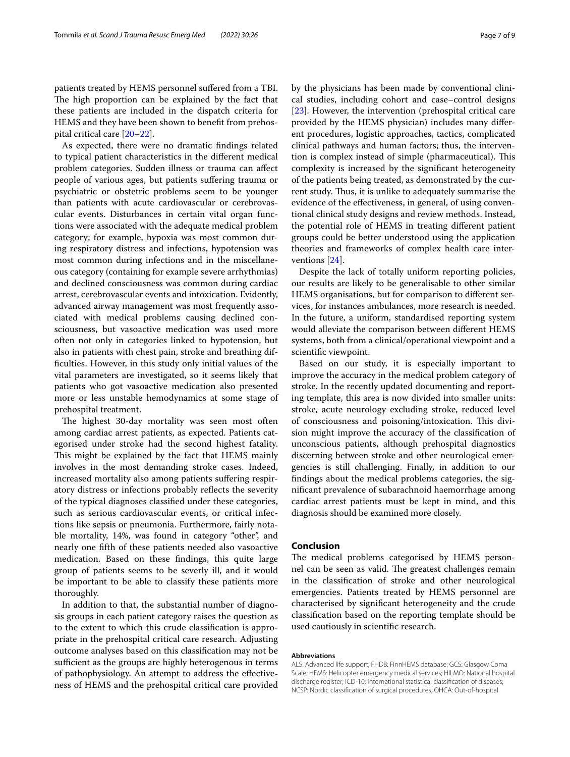patients treated by HEMS personnel suffered from a TBI. The high proportion can be explained by the fact that these patients are included in the dispatch criteria for HEMS and they have been shown to benefit from prehospital critical care [20–22].

As expected, there were no dramatic findings related to typical patient characteristics in the different medical problem categories. Sudden illness or trauma can affect people of various ages, but patients suffering trauma or psychiatric or obstetric problems seem to be younger than patients with acute cardiovascular or cerebrovascular events. Disturbances in certain vital organ functions were associated with the adequate medical problem category; for example, hypoxia was most common during respiratory distress and infections, hypotension was most common during infections and in the miscellaneous category (containing for example severe arrhythmias) and declined consciousness was common during cardiac arrest, cerebrovascular events and intoxication. Evidently, advanced airway management was most frequently associated with medical problems causing declined consciousness, but vasoactive medication was used more often not only in categories linked to hypotension, but also in patients with chest pain, stroke and breathing difficulties. However, in this study only initial values of the vital parameters are investigated, so it seems likely that patients who got vasoactive medication also presented more or less unstable hemodynamics at some stage of prehospital treatment.

The highest 30-day mortality was seen most often among cardiac arrest patients, as expected. Patients categorised under stroke had the second highest fatality. This might be explained by the fact that HEMS mainly involves in the most demanding stroke cases. Indeed, increased mortality also among patients suffering respiratory distress or infections probably reflects the severity of the typical diagnoses classified under these categories, such as serious cardiovascular events, or critical infections like sepsis or pneumonia. Furthermore, fairly notable mortality, 14%, was found in category "other", and nearly one fifth of these patients needed also vasoactive medication. Based on these findings, this quite large group of patients seems to be severly ill, and it would be important to be able to classify these patients more thoroughly.

In addition to that, the substantial number of diagnosis groups in each patient category raises the question as to the extent to which this crude classification is appropriate in the prehospital critical care research. Adjusting outcome analyses based on this classification may not be sufficient as the groups are highly heterogenous in terms of pathophysiology. An attempt to address the effectiveness of HEMS and the prehospital critical care provided by the physicians has been made by conventional clinical studies, including cohort and case–control designs [23]. However, the intervention (prehospital critical care provided by the HEMS physician) includes many different procedures, logistic approaches, tactics, complicated clinical pathways and human factors; thus, the intervention is complex instead of simple (pharmaceutical). This complexity is increased by the significant heterogeneity of the patients being treated, as demonstrated by the current study. Thus, it is unlike to adequately summarise the evidence of the effectiveness, in general, of using conventional clinical study designs and review methods. Instead, the potential role of HEMS in treating different patient groups could be better understood using the application theories and frameworks of complex health care interventions [24].

Despite the lack of totally uniform reporting policies, our results are likely to be generalisable to other similar HEMS organisations, but for comparison to different services, for instances ambulances, more research is needed. In the future, a uniform, standardised reporting system would alleviate the comparison between different HEMS systems, both from a clinical/operational viewpoint and a scientific viewpoint.

Based on our study, it is especially important to improve the accuracy in the medical problem category of stroke. In the recently updated documenting and reporting template, this area is now divided into smaller units: stroke, acute neurology excluding stroke, reduced level of consciousness and poisoning/intoxication. This division might improve the accuracy of the classification of unconscious patients, although prehospital diagnostics discerning between stroke and other neurological emergencies is still challenging. Finally, in addition to our findings about the medical problems categories, the significant prevalence of subarachnoid haemorrhage among cardiac arrest patients must be kept in mind, and this diagnosis should be examined more closely.

## Conclusion

The medical problems categorised by HEMS personnel can be seen as valid. The greatest challenges remain in the classification of stroke and other neurological emergencies. Patients treated by HEMS personnel are characterised by significant heterogeneity and the crude classification based on the reporting template should be used cautiously in scientific research.

#### Abbreviations

ALS: Advanced life support; FHDB: FinnHEMS database; GCS: Glasgow Coma Scale; HEMS: Helicopter emergency medical services; HILMO: National hospital discharge register; ICD-10: International statistical classification of diseases; NCSP: Nordic classification of surgical procedures; OHCA: Out-of-hospital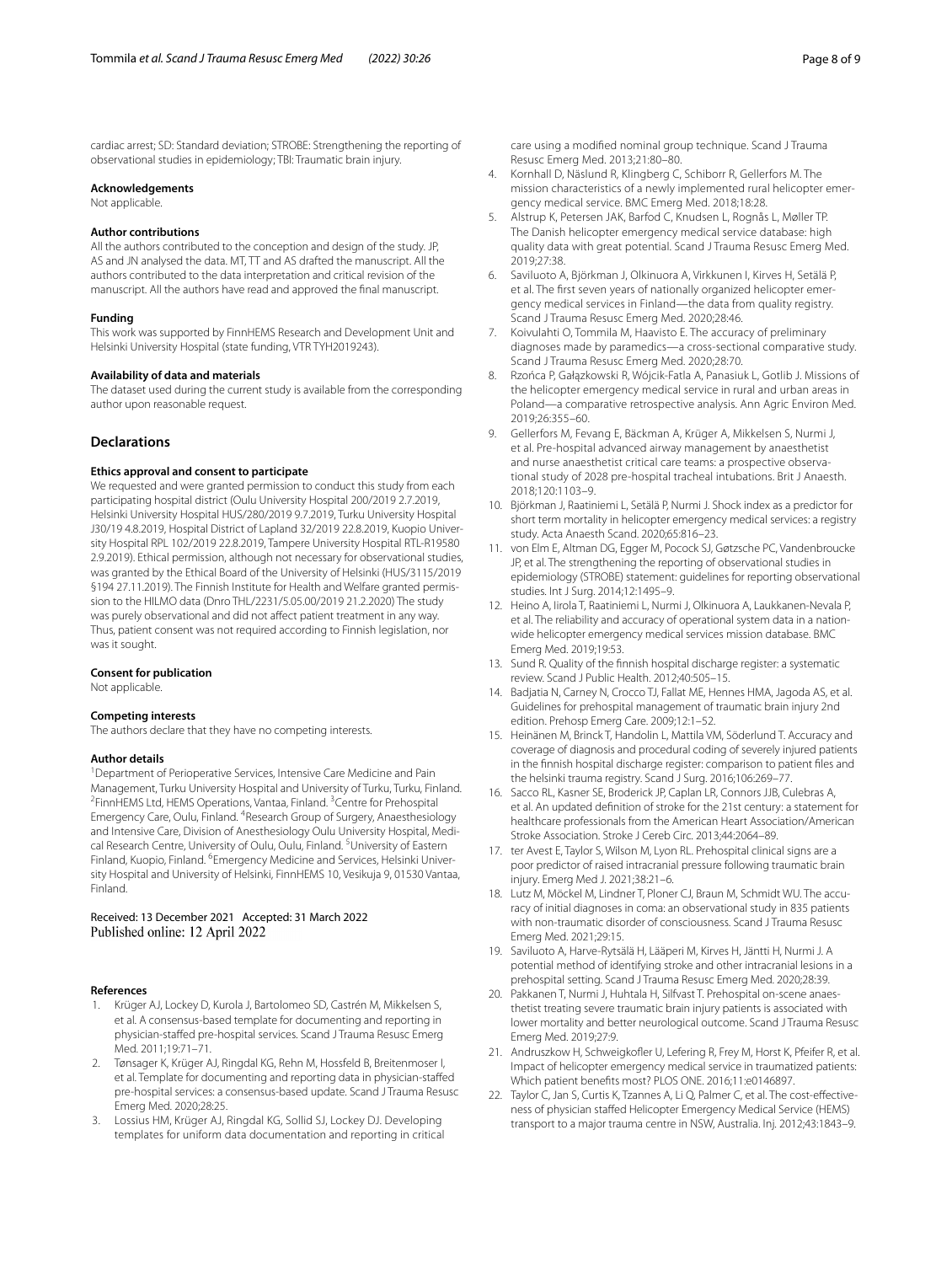cardiac arrest; SD: Standard deviation; STROBE: Strengthening the reporting of observational studies in epidemiology; TBI: Traumatic brain injury.

#### Acknowledgements
Not applicable.

#### Author contributions
All the authors contributed to the conception and design of the study. JP, AS and JN analysed the data. MT, TT and AS drafted the manuscript. All the authors contributed to the data interpretation and critical revision of the manuscript. All the authors have read and approved the final manuscript.

#### Funding
This work was supported by FinnHEMS Research and Development Unit and Helsinki University Hospital (state funding, VTR TYH2019243).

#### Availability of data and materials
The dataset used during the current study is available from the corresponding author upon reasonable request.

## Declarations

#### Ethics approval and consent to participate
We requested and were granted permission to conduct this study from each participating hospital district (Oulu University Hospital 200/2019 2.7.2019, Helsinki University Hospital HUS/280/2019 9.7.2019, Turku University Hospital J30/19 4.8.2019, Hospital District of Lapland 32/2019 22.8.2019, Kuopio University Hospital RPL 102/2019 22.8.2019, Tampere University Hospital RTL-R19580 2.9.2019). Ethical permission, although not necessary for observational studies, was granted by the Ethical Board of the University of Helsinki (HUS/3115/2019 §194 27.11.2019). The Finnish Institute for Health and Welfare granted permission to the HILMO data (Dnro THL/2231/5.05.00/2019 21.2.2020) The study was purely observational and did not affect patient treatment in any way. Thus, patient consent was not required according to Finnish legislation, nor was it sought.

#### Consent for publication
Not applicable.

#### Competing interests
The authors declare that they have no competing interests.

#### Author details
[1]Department of Perioperative Services, Intensive Care Medicine and Pain Management, Turku University Hospital and University of Turku, Turku, Finland. [2]FinnHEMS Ltd, HEMS Operations, Vantaa, Finland. [3]Centre for Prehospital Emergency Care, Oulu, Finland. [4]Research Group of Surgery, Anaesthesiology and Intensive Care, Division of Anesthesiology Oulu University Hospital, Medical Research Centre, University of Oulu, Oulu, Finland. [5]University of Eastern Finland, Kuopio, Finland. [6]Emergency Medicine and Services, Helsinki University Hospital and University of Helsinki, FinnHEMS 10, Vesikuja 9, 01530 Vantaa, Finland.

Received: 13 December 2021 Accepted: 31 March 2022
Published online: 12 April 2022

#### References

1. Krüger AJ, Lockey D, Kurola J, Bartolomeo SD, Castrén M, Mikkelsen S, et al. A consensus-based template for documenting and reporting in physician-staffed pre-hospital services. Scand J Trauma Resusc Emerg Med. 2011;19:71–71.
2. Tønsager K, Krüger AJ, Ringdal KG, Rehn M, Hossfeld B, Breitenmoser I, et al. Template for documenting and reporting data in physician-staffed pre-hospital services: a consensus-based update. Scand J Trauma Resusc Emerg Med. 2020;28:25.
3. Lossius HM, Krüger AJ, Ringdal KG, Sollid SJ, Lockey DJ. Developing templates for uniform data documentation and reporting in critical care using a modified nominal group technique. Scand J Trauma Resusc Emerg Med. 2013;21:80–80.
4. Kornhall D, Näslund R, Klingberg C, Schiborr R, Gellerfors M. The mission characteristics of a newly implemented rural helicopter emergency medical service. BMC Emerg Med. 2018;18:28.
5. Alstrup K, Petersen JAK, Barfod C, Knudsen L, Rognås L, Møller TP. The Danish helicopter emergency medical service database: high quality data with great potential. Scand J Trauma Resusc Emerg Med. 2019;27:38.
6. Saviluoto A, Björkman J, Olkinuora A, Virkkunen I, Kirves H, Setälä P, et al. The first seven years of nationally organized helicopter emergency medical services in Finland—the data from quality registry. Scand J Trauma Resusc Emerg Med. 2020;28:46.
7. Koivulahti O, Tommila M, Haavisto E. The accuracy of preliminary diagnoses made by paramedics—a cross-sectional comparative study. Scand J Trauma Resusc Emerg Med. 2020;28:70.
8. Rzońca P, Gałązkowski R, Wójcik-Fatla A, Panasiuk L, Gotlib J. Missions of the helicopter emergency medical service in rural and urban areas in Poland—a comparative retrospective analysis. Ann Agric Environ Med. 2019;26:355–60.
9. Gellerfors M, Fevang E, Bäckman A, Krüger A, Mikkelsen S, Nurmi J, et al. Pre-hospital advanced airway management by anaesthetist and nurse anaesthetist critical care teams: a prospective observational study of 2028 pre-hospital tracheal intubations. Brit J Anaesth. 2018;120:1103–9.
10. Björkman J, Raatiniemi L, Setälä P, Nurmi J. Shock index as a predictor for short term mortality in helicopter emergency medical services: a registry study. Acta Anaesth Scand. 2020;65:816–23.
11. von Elm E, Altman DG, Egger M, Pocock SJ, Gøtzsche PC, Vandenbroucke JP, et al. The strengthening the reporting of observational studies in epidemiology (STROBE) statement: guidelines for reporting observational studies. Int J Surg. 2014;12:1495–9.
12. Heino A, Iirola T, Raatiniemi L, Nurmi J, Olkinuora A, Laukkanen-Nevala P, et al. The reliability and accuracy of operational system data in a nationwide helicopter emergency medical services mission database. BMC Emerg Med. 2019;19:53.
13. Sund R. Quality of the finnish hospital discharge register: a systematic review. Scand J Public Health. 2012;40:505–15.
14. Badjatia N, Carney N, Crocco TJ, Fallat ME, Hennes HMA, Jagoda AS, et al. Guidelines for prehospital management of traumatic brain injury 2nd edition. Prehosp Emerg Care. 2009;12:1–52.
15. Heinänen M, Brinck T, Handolin L, Mattila VM, Söderlund T. Accuracy and coverage of diagnosis and procedural coding of severely injured patients in the finnish hospital discharge register: comparison to patient files and the helsinki trauma registry. Scand J Surg. 2016;106:269–77.
16. Sacco RL, Kasner SE, Broderick JP, Caplan LR, Connors JJB, Culebras A, et al. An updated definition of stroke for the 21st century: a statement for healthcare professionals from the American Heart Association/American Stroke Association. Stroke J Cereb Circ. 2013;44:2064–89.
17. ter Avest E, Taylor S, Wilson M, Lyon RL. Prehospital clinical signs are a poor predictor of raised intracranial pressure following traumatic brain injury. Emerg Med J. 2021;38:21–6.
18. Lutz M, Möckel M, Lindner T, Ploner CJ, Braun M, Schmidt WU. The accuracy of initial diagnoses in coma: an observational study in 835 patients with non-traumatic disorder of consciousness. Scand J Trauma Resusc Emerg Med. 2021;29:15.
19. Saviluoto A, Harve-Rytsälä H, Lääperi M, Kirves H, Jäntti H, Nurmi J. A potential method of identifying stroke and other intracranial lesions in a prehospital setting. Scand J Trauma Resusc Emerg Med. 2020;28:39.
20. Pakkanen T, Nurmi J, Huhtala H, Silfvast T. Prehospital on-scene anaesthetist treating severe traumatic brain injury patients is associated with lower mortality and better neurological outcome. Scand J Trauma Resusc Emerg Med. 2019;27:9.
21. Andruszkow H, Schweigkofler U, Lefering R, Frey M, Horst K, Pfeifer R, et al. Impact of helicopter emergency medical service in traumatized patients: Which patient benefits most? PLOS ONE. 2016;11:e0146897.
22. Taylor C, Jan S, Curtis K, Tzannes A, Li Q, Palmer C, et al. The cost-effectiveness of physician staffed Helicopter Emergency Medical Service (HEMS) transport to a major trauma centre in NSW, Australia. Inj. 2012;43:1843–9.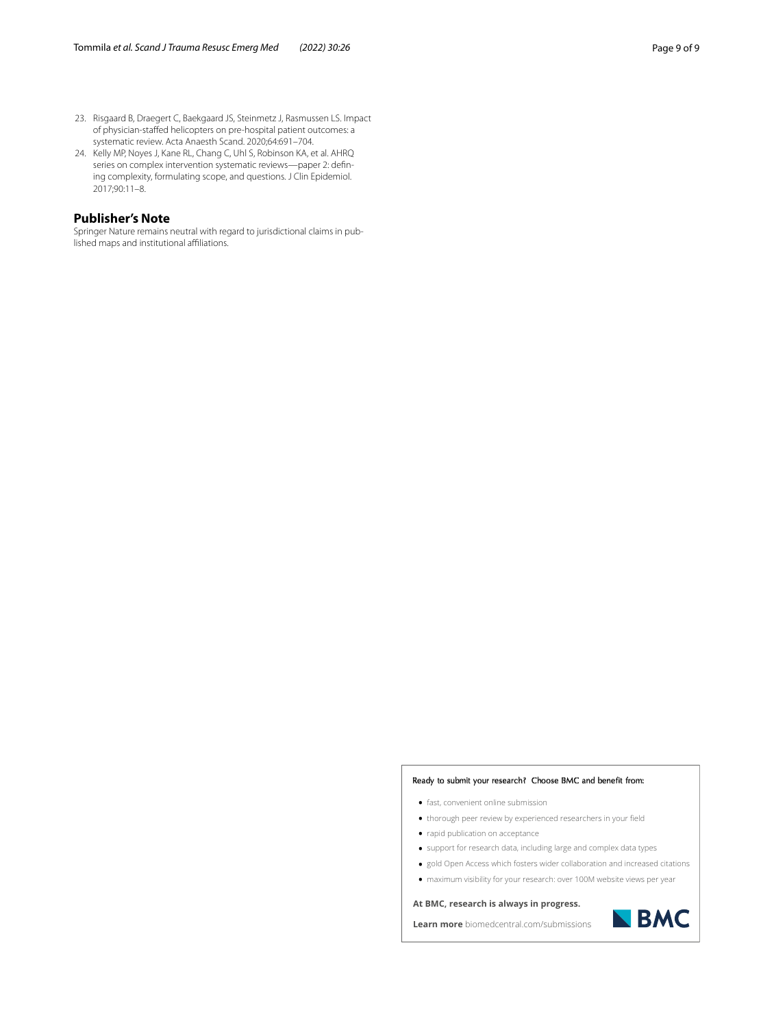23. Risgaard B, Draegert C, Baekgaard JS, Steinmetz J, Rasmussen LS. Impact of physician-staffed helicopters on pre-hospital patient outcomes: a systematic review. Acta Anaesth Scand. 2020;64:691–704.
24. Kelly MP, Noyes J, Kane RL, Chang C, Uhl S, Robinson KA, et al. AHRQ series on complex intervention systematic reviews—paper 2: defining complexity, formulating scope, and questions. J Clin Epidemiol. 2017;90:11–8.

## Publisher's Note

Springer Nature remains neutral with regard to jurisdictional claims in published maps and institutional affiliations.

Ready to submit your research? Choose BMC and benefit from:

- fast, convenient online submission
- thorough peer review by experienced researchers in your field
- rapid publication on acceptance
- support for research data, including large and complex data types
- gold Open Access which fosters wider collaboration and increased citations
- maximum visibility for your research: over 100M website views per year

**At BMC, research is always in progress.**

**Learn more** biomedcentral.com/submissions

BMC